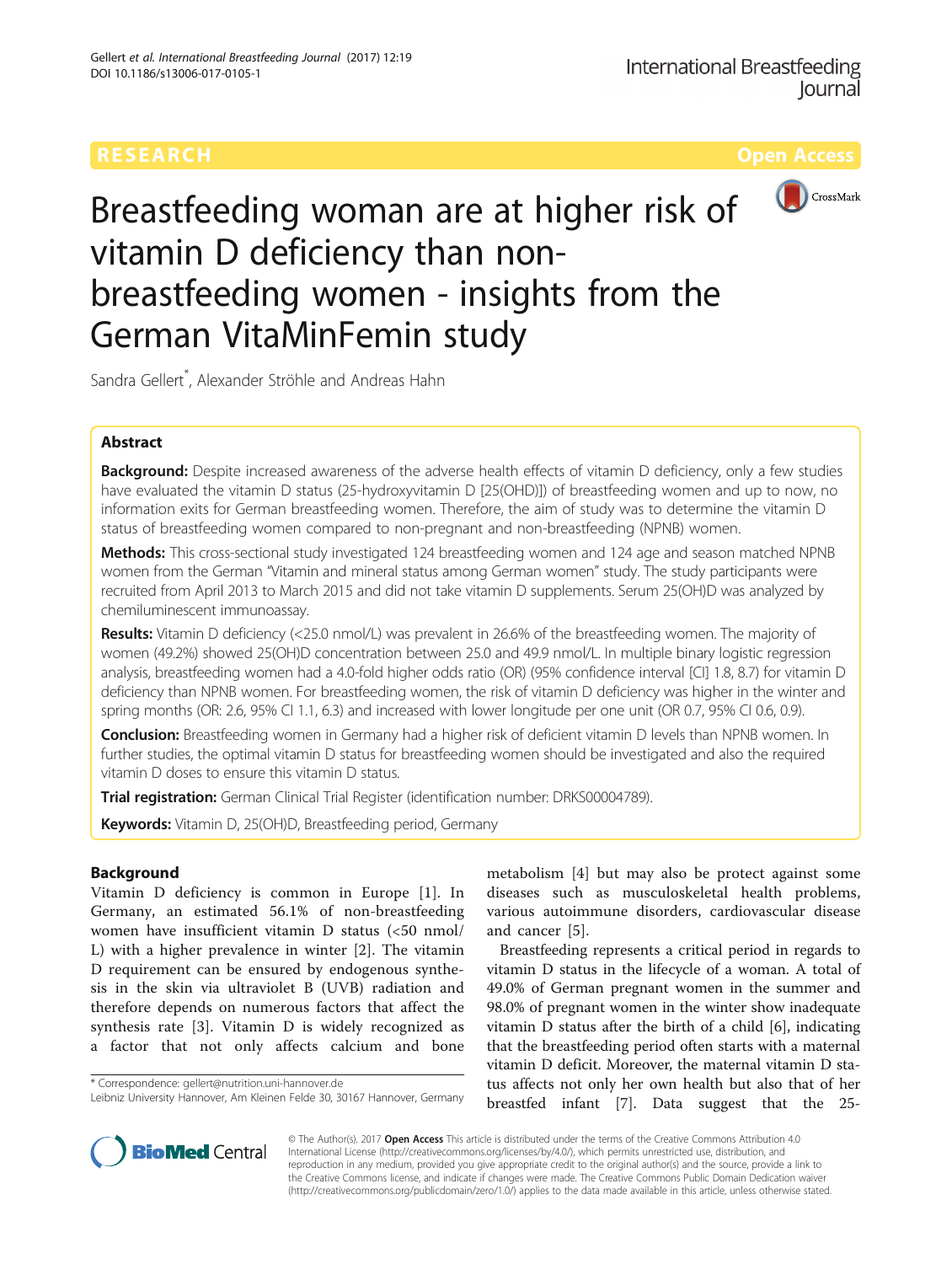RESEARCH Open Access

# Breastfeeding woman are at higher risk of vitamin D deficiency than non-breastfeeding women - insights from the German VitaMinFemin study

Sandra Gellert*, Alexander Ströhle and Andreas Hahn

## Abstract

**Background:** Despite increased awareness of the adverse health effects of vitamin D deficiency, only a few studies have evaluated the vitamin D status (25-hydroxyvitamin D [25(OHD)]) of breastfeeding women and up to now, no information exits for German breastfeeding women. Therefore, the aim of study was to determine the vitamin D status of breastfeeding women compared to non-pregnant and non-breastfeeding (NPNB) women.

**Methods:** This cross-sectional study investigated 124 breastfeeding women and 124 age and season matched NPNB women from the German "Vitamin and mineral status among German women" study. The study participants were recruited from April 2013 to March 2015 and did not take vitamin D supplements. Serum 25(OH)D was analyzed by chemiluminescent immunoassay.

**Results:** Vitamin D deficiency (<25.0 nmol/L) was prevalent in 26.6% of the breastfeeding women. The majority of women (49.2%) showed 25(OH)D concentration between 25.0 and 49.9 nmol/L. In multiple binary logistic regression analysis, breastfeeding women had a 4.0-fold higher odds ratio (OR) (95% confidence interval [CI] 1.8, 8.7) for vitamin D deficiency than NPNB women. For breastfeeding women, the risk of vitamin D deficiency was higher in the winter and spring months (OR: 2.6, 95% CI 1.1, 6.3) and increased with lower longitude per one unit (OR 0.7, 95% CI 0.6, 0.9).

**Conclusion:** Breastfeeding women in Germany had a higher risk of deficient vitamin D levels than NPNB women. In further studies, the optimal vitamin D status for breastfeeding women should be investigated and also the required vitamin D doses to ensure this vitamin D status.

**Trial registration:** German Clinical Trial Register (identification number: DRKS00004789).

**Keywords:** Vitamin D, 25(OH)D, Breastfeeding period, Germany

## Background

Vitamin D deficiency is common in Europe [1]. In Germany, an estimated 56.1% of non-breastfeeding women have insufficient vitamin D status (<50 nmol/L) with a higher prevalence in winter [2]. The vitamin D requirement can be ensured by endogenous synthesis in the skin via ultraviolet B (UVB) radiation and therefore depends on numerous factors that affect the synthesis rate [3]. Vitamin D is widely recognized as a factor that not only affects calcium and bone metabolism [4] but may also be protect against some diseases such as musculoskeletal health problems, various autoimmune disorders, cardiovascular disease and cancer [5].

Breastfeeding represents a critical period in regards to vitamin D status in the lifecycle of a woman. A total of 49.0% of German pregnant women in the summer and 98.0% of pregnant women in the winter show inadequate vitamin D status after the birth of a child [6], indicating that the breastfeeding period often starts with a maternal vitamin D deficit. Moreover, the maternal vitamin D status affects not only her own health but also that of her breastfed infant [7]. Data suggest that the 25-

\* Correspondence: gellert@nutrition.uni-hannover.de
Leibniz University Hannover, Am Kleinen Felde 30, 30167 Hannover, Germany

© The Author(s). 2017 **Open Access** This article is distributed under the terms of the Creative Commons Attribution 4.0 International License (http://creativecommons.org/licenses/by/4.0/), which permits unrestricted use, distribution, and reproduction in any medium, provided you give appropriate credit to the original author(s) and the source, provide a link to the Creative Commons license, and indicate if changes were made. The Creative Commons Public Domain Dedication waiver (http://creativecommons.org/publicdomain/zero/1.0/) applies to the data made available in this article, unless otherwise stated.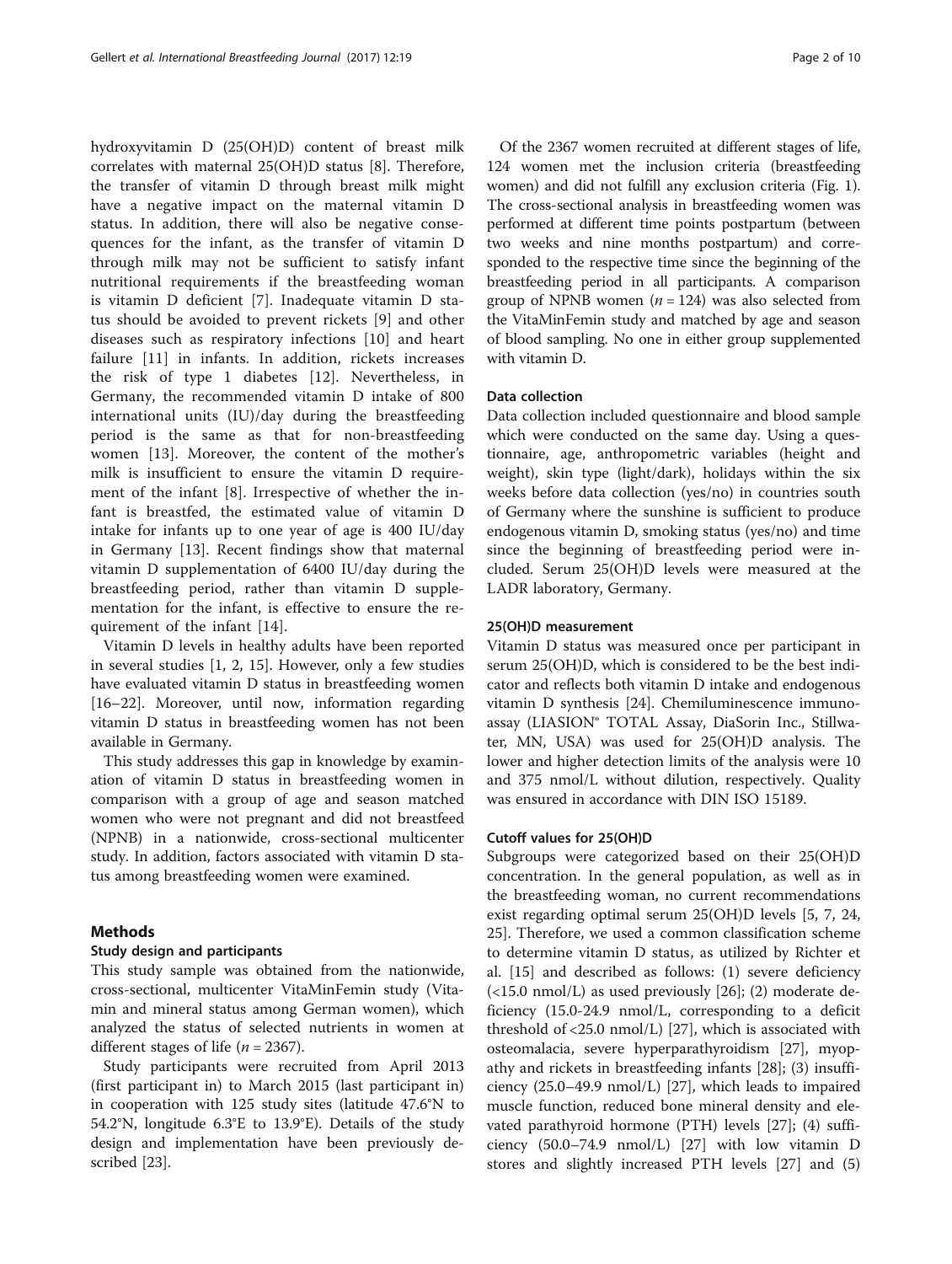hydroxyvitamin D (25(OH)D) content of breast milk correlates with maternal 25(OH)D status [8]. Therefore, the transfer of vitamin D through breast milk might have a negative impact on the maternal vitamin D status. In addition, there will also be negative consequences for the infant, as the transfer of vitamin D through milk may not be sufficient to satisfy infant nutritional requirements if the breastfeeding woman is vitamin D deficient [7]. Inadequate vitamin D status should be avoided to prevent rickets [9] and other diseases such as respiratory infections [10] and heart failure [11] in infants. In addition, rickets increases the risk of type 1 diabetes [12]. Nevertheless, in Germany, the recommended vitamin D intake of 800 international units (IU)/day during the breastfeeding period is the same as that for non-breastfeeding women [13]. Moreover, the content of the mother's milk is insufficient to ensure the vitamin D requirement of the infant [8]. Irrespective of whether the infant is breastfed, the estimated value of vitamin D intake for infants up to one year of age is 400 IU/day in Germany [13]. Recent findings show that maternal vitamin D supplementation of 6400 IU/day during the breastfeeding period, rather than vitamin D supplementation for the infant, is effective to ensure the requirement of the infant [14].

Vitamin D levels in healthy adults have been reported in several studies [1, 2, 15]. However, only a few studies have evaluated vitamin D status in breastfeeding women [16–22]. Moreover, until now, information regarding vitamin D status in breastfeeding women has not been available in Germany.

This study addresses this gap in knowledge by examination of vitamin D status in breastfeeding women in comparison with a group of age and season matched women who were not pregnant and did not breastfeed (NPNB) in a nationwide, cross-sectional multicenter study. In addition, factors associated with vitamin D status among breastfeeding women were examined.

## Methods

### Study design and participants

This study sample was obtained from the nationwide, cross-sectional, multicenter VitaMinFemin study (Vitamin and mineral status among German women), which analyzed the status of selected nutrients in women at different stages of life ($n$ = 2367).

Study participants were recruited from April 2013 (first participant in) to March 2015 (last participant in) in cooperation with 125 study sites (latitude 47.6°N to 54.2°N, longitude 6.3°E to 13.9°E). Details of the study design and implementation have been previously described [23].

Of the 2367 women recruited at different stages of life, 124 women met the inclusion criteria (breastfeeding women) and did not fulfill any exclusion criteria (Fig. 1). The cross-sectional analysis in breastfeeding women was performed at different time points postpartum (between two weeks and nine months postpartum) and corresponded to the respective time since the beginning of the breastfeeding period in all participants. A comparison group of NPNB women ($n$ = 124) was also selected from the VitaMinFemin study and matched by age and season of blood sampling. No one in either group supplemented with vitamin D.

### Data collection

Data collection included questionnaire and blood sample which were conducted on the same day. Using a questionnaire, age, anthropometric variables (height and weight), skin type (light/dark), holidays within the six weeks before data collection (yes/no) in countries south of Germany where the sunshine is sufficient to produce endogenous vitamin D, smoking status (yes/no) and time since the beginning of breastfeeding period were included. Serum 25(OH)D levels were measured at the LADR laboratory, Germany.

### 25(OH)D measurement

Vitamin D status was measured once per participant in serum 25(OH)D, which is considered to be the best indicator and reflects both vitamin D intake and endogenous vitamin D synthesis [24]. Chemiluminescence immunoassay (LIASION® TOTAL Assay, DiaSorin Inc., Stillwater, MN, USA) was used for 25(OH)D analysis. The lower and higher detection limits of the analysis were 10 and 375 nmol/L without dilution, respectively. Quality was ensured in accordance with DIN ISO 15189.

### Cutoff values for 25(OH)D

Subgroups were categorized based on their 25(OH)D concentration. In the general population, as well as in the breastfeeding woman, no current recommendations exist regarding optimal serum 25(OH)D levels [5, 7, 24, 25]. Therefore, we used a common classification scheme to determine vitamin D status, as utilized by Richter et al. [15] and described as follows: (1) severe deficiency (<15.0 nmol/L) as used previously [26]; (2) moderate deficiency (15.0-24.9 nmol/L, corresponding to a deficit threshold of <25.0 nmol/L) [27], which is associated with osteomalacia, severe hyperparathyroidism [27], myopathy and rickets in breastfeeding infants [28]; (3) insufficiency (25.0–49.9 nmol/L) [27], which leads to impaired muscle function, reduced bone mineral density and elevated parathyroid hormone (PTH) levels [27]; (4) sufficiency (50.0–74.9 nmol/L) [27] with low vitamin D stores and slightly increased PTH levels [27] and (5)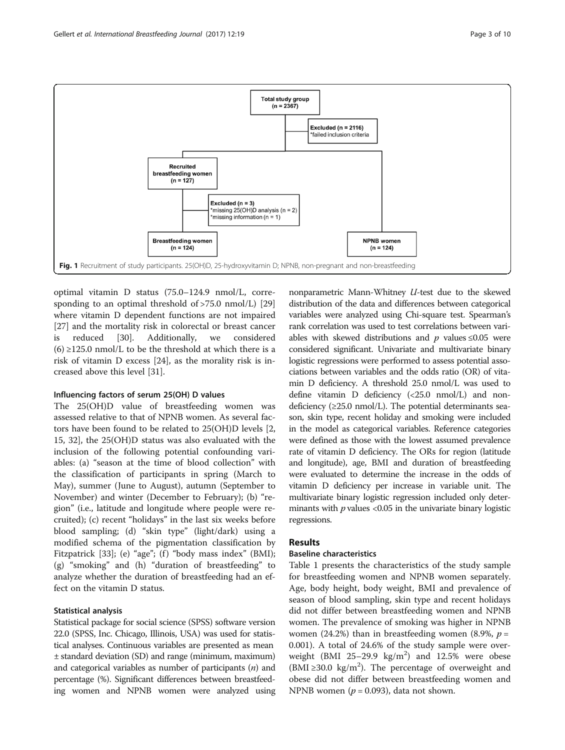Total study group (n = 2367)

Excluded (n = 2116)
*failed inclusion criteria

Recruited breastfeeding women (n = 127)

Excluded (n = 3)
*missing 25(OH)D analysis (n = 2)
*missing information (n = 1)

Breastfeeding women (n = 124)

NPNB women (n = 124)

**Fig. 1** Recruitment of study participants. 25(OH)D, 25-hydroxyvitamin D; NPNB, non-pregnant and non-breastfeeding

optimal vitamin D status (75.0–124.9 nmol/L, corresponding to an optimal threshold of >75.0 nmol/L) [29] where vitamin D dependent functions are not impaired [27] and the mortality risk in colorectal or breast cancer is reduced [30]. Additionally, we considered (6) ≥125.0 nmol/L to be the threshold at which there is a risk of vitamin D excess [24], as the morality risk is increased above this level [31].

### Influencing factors of serum 25(OH) D values

The 25(OH)D value of breastfeeding women was assessed relative to that of NPNB women. As several factors have been found to be related to 25(OH)D levels [2, 15, 32], the 25(OH)D status was also evaluated with the inclusion of the following potential confounding variables: (a) "season at the time of blood collection" with the classification of participants in spring (March to May), summer (June to August), autumn (September to November) and winter (December to February); (b) "region" (i.e., latitude and longitude where people were recruited); (c) recent "holidays" in the last six weeks before blood sampling; (d) "skin type" (light/dark) using a modified schema of the pigmentation classification by Fitzpatrick [33]; (e) "age"; (f) "body mass index" (BMI); (g) "smoking" and (h) "duration of breastfeeding" to analyze whether the duration of breastfeeding had an effect on the vitamin D status.

### Statistical analysis

Statistical package for social science (SPSS) software version 22.0 (SPSS, Inc. Chicago, Illinois, USA) was used for statistical analyses. Continuous variables are presented as mean ± standard deviation (SD) and range (minimum, maximum) and categorical variables as number of participants (*n*) and percentage (%). Significant differences between breastfeeding women and NPNB women were analyzed using nonparametric Mann-Whitney *U*-test due to the skewed distribution of the data and differences between categorical variables were analyzed using Chi-square test. Spearman's rank correlation was used to test correlations between variables with skewed distributions and $p$ values ≤0.05 were considered significant. Univariate and multivariate binary logistic regressions were performed to assess potential associations between variables and the odds ratio (OR) of vitamin D deficiency. A threshold 25.0 nmol/L was used to define vitamin D deficiency (<25.0 nmol/L) and non-deficiency (≥25.0 nmol/L). The potential determinants season, skin type, recent holiday and smoking were included in the model as categorical variables. Reference categories were defined as those with the lowest assumed prevalence rate of vitamin D deficiency. The ORs for region (latitude and longitude), age, BMI and duration of breastfeeding were evaluated to determine the increase in the odds of vitamin D deficiency per increase in variable unit. The multivariate binary logistic regression included only determinants with $p$ values <0.05 in the univariate binary logistic regressions.

## Results

### Baseline characteristics

Table 1 presents the characteristics of the study sample for breastfeeding women and NPNB women separately. Age, body height, body weight, BMI and prevalence of season of blood sampling, skin type and recent holidays did not differ between breastfeeding women and NPNB women. The prevalence of smoking was higher in NPNB women (24.2%) than in breastfeeding women (8.9%, $p$ = 0.001). A total of 24.6% of the study sample were overweight (BMI 25–29.9 kg/m$^2$) and 12.5% were obese (BMI ≥30.0 kg/m$^2$). The percentage of overweight and obese did not differ between breastfeeding women and NPNB women ($p$ = 0.093), data not shown.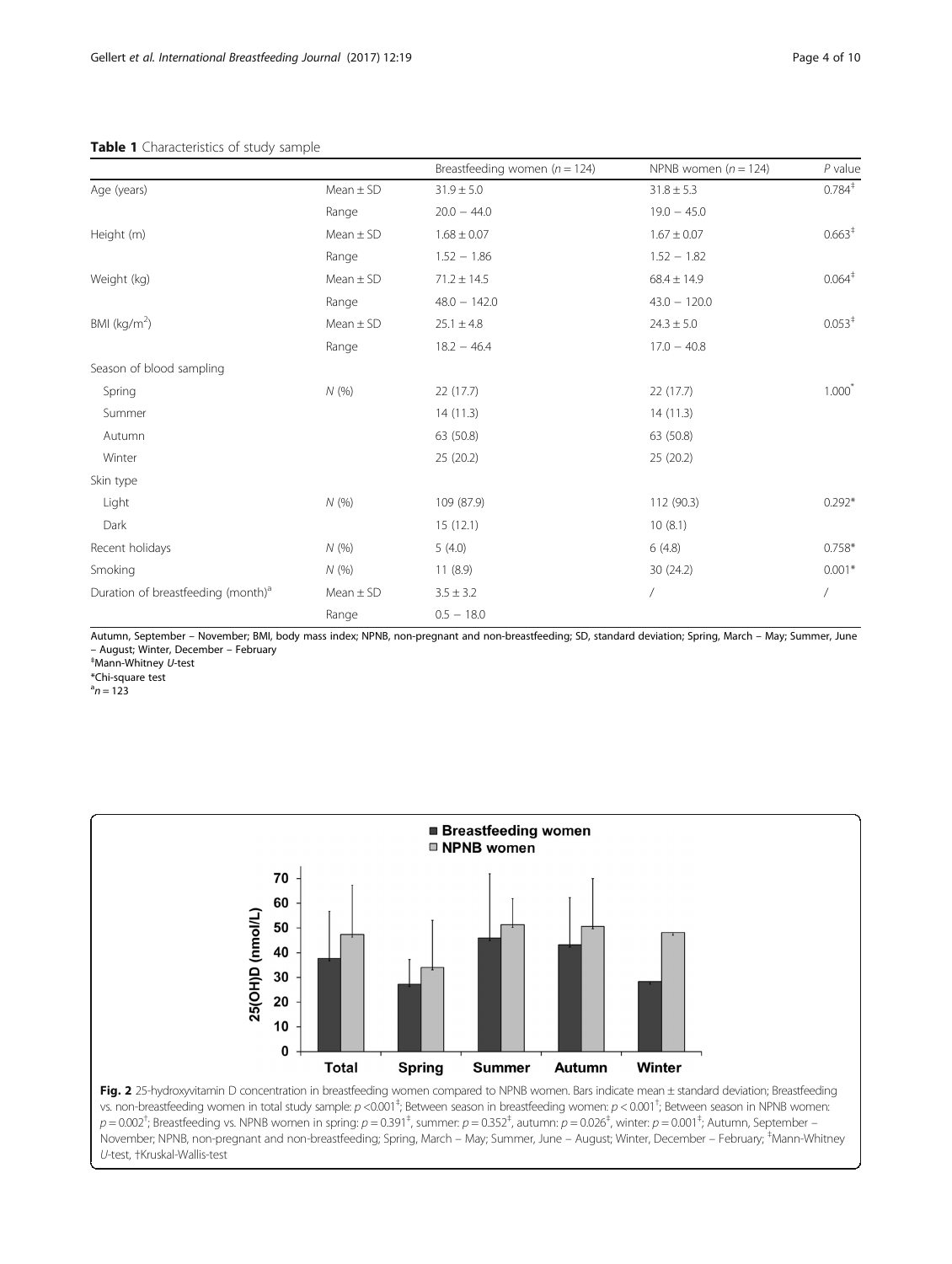**Table 1** Characteristics of study sample

| | | Breastfeeding women ($n = 124$) | NPNB women ($n = 124$) | *P* value |
|---|---|---|---|---|
| Age (years) | Mean ± SD | 31.9 ± 5.0 | 31.8 ± 5.3 | 0.784[‡] |
| | Range | 20.0 − 44.0 | 19.0 − 45.0 | |
| Height (m) | Mean ± SD | 1.68 ± 0.07 | 1.67 ± 0.07 | 0.663[‡] |
| | Range | 1.52 − 1.86 | 1.52 − 1.82 | |
| Weight (kg) | Mean ± SD | 71.2 ± 14.5 | 68.4 ± 14.9 | 0.064[‡] |
| | Range | 48.0 − 142.0 | 43.0 − 120.0 | |
| BMI ($kg/m^2$) | Mean ± SD | 25.1 ± 4.8 | 24.3 ± 5.0 | 0.053[‡] |
| | Range | 18.2 − 46.4 | 17.0 − 40.8 | |
| Season of blood sampling | | | | |
| Spring | *N* (%) | 22 (17.7) | 22 (17.7) | 1.000[*] |
| Summer | | 14 (11.3) | 14 (11.3) | |
| Autumn | | 63 (50.8) | 63 (50.8) | |
| Winter | | 25 (20.2) | 25 (20.2) | |
| Skin type | | | | |
| Light | *N* (%) | 109 (87.9) | 112 (90.3) | 0.292* |
| Dark | | 15 (12.1) | 10 (8.1) | |
| Recent holidays | *N* (%) | 5 (4.0) | 6 (4.8) | 0.758* |
| Smoking | *N* (%) | 11 (8.9) | 30 (24.2) | 0.001* |
| Duration of breastfeeding (month)[a] | Mean ± SD | 3.5 ± 3.2 | / | / |
| | Range | 0.5 − 18.0 | | |

Autumn, September – November; BMI, body mass index; NPNB, non-pregnant and non-breastfeeding; SD, standard deviation; Spring, March – May; Summer, June – August; Winter, December – February

‡Mann-Whitney *U*-test

*Chi-square test

[a]$n = 123$

**Fig. 2** 25-hydroxyvitamin D concentration in breastfeeding women compared to NPNB women. Bars indicate mean ± standard deviation; Breastfeeding vs. non-breastfeeding women in total study sample: $p < 0.001$[‡]; Between season in breastfeeding women: $p < 0.001$[†]; Between season in NPNB women: $p = 0.002$[†]; Breastfeeding vs. NPNB women in spring: $p = 0.391$[‡], summer: $p = 0.352$[‡], autumn: $p = 0.026$[‡], winter: $p = 0.001$[‡]; Autumn, September – November; NPNB, non-pregnant and non-breastfeeding; Spring, March – May; Summer, June – August; Winter, December – February; ‡Mann-Whitney *U*-test, †Kruskal-Wallis-test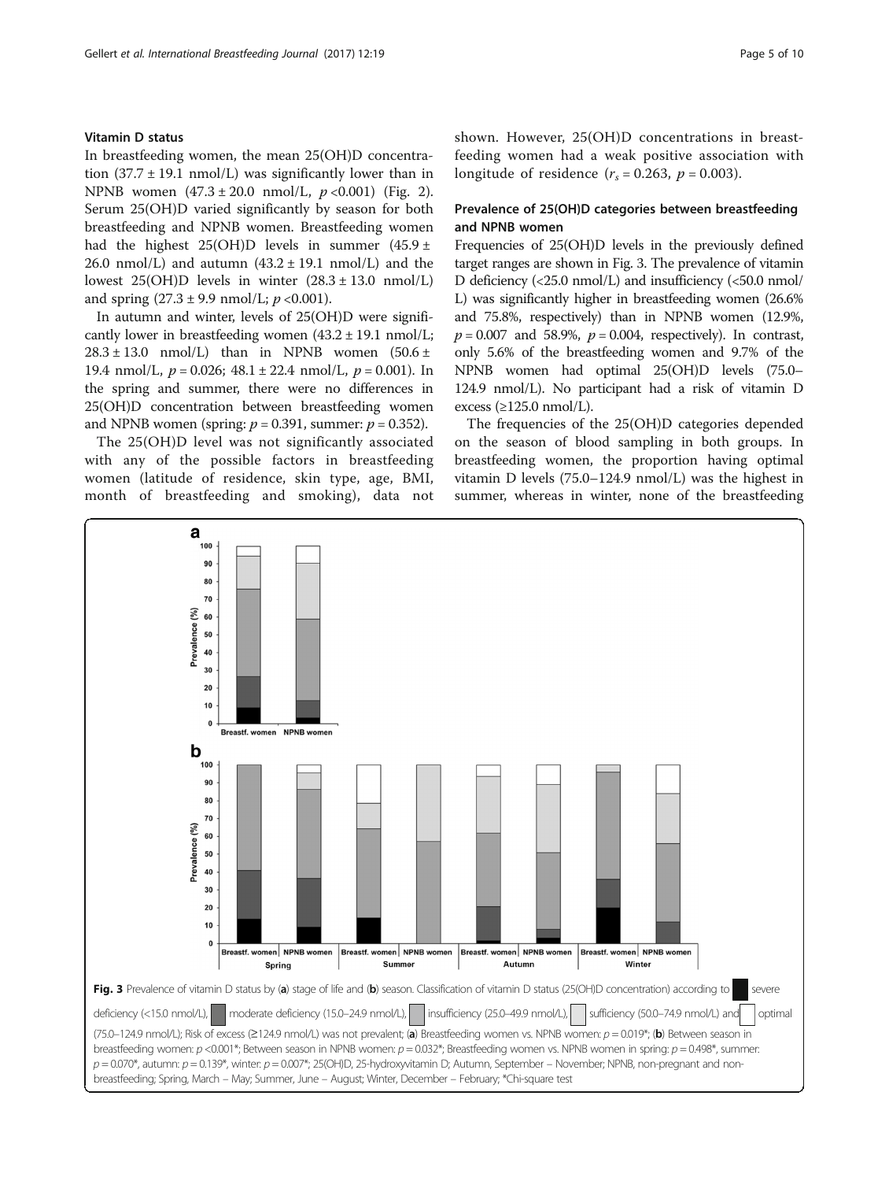### Vitamin D status

In breastfeeding women, the mean 25(OH)D concentration (37.7 ± 19.1 nmol/L) was significantly lower than in NPNB women (47.3 ± 20.0 nmol/L, $p$ <0.001) (Fig. 2). Serum 25(OH)D varied significantly by season for both breastfeeding and NPNB women. Breastfeeding women had the highest 25(OH)D levels in summer (45.9 ± 26.0 nmol/L) and autumn (43.2 ± 19.1 nmol/L) and the lowest 25(OH)D levels in winter (28.3 ± 13.0 nmol/L) and spring (27.3 ± 9.9 nmol/L; $p$ <0.001).

In autumn and winter, levels of 25(OH)D were significantly lower in breastfeeding women (43.2 ± 19.1 nmol/L; 28.3 ± 13.0 nmol/L) than in NPNB women (50.6 ± 19.4 nmol/L, $p$ = 0.026; 48.1 ± 22.4 nmol/L, $p$ = 0.001). In the spring and summer, there were no differences in 25(OH)D concentration between breastfeeding women and NPNB women (spring: $p$ = 0.391, summer: $p$ = 0.352).

The 25(OH)D level was not significantly associated with any of the possible factors in breastfeeding women (latitude of residence, skin type, age, BMI, month of breastfeeding and smoking), data not shown. However, 25(OH)D concentrations in breastfeeding women had a weak positive association with longitude of residence ($r_s$ = 0.263, $p$ = 0.003).

### Prevalence of 25(OH)D categories between breastfeeding and NPNB women

Frequencies of 25(OH)D levels in the previously defined target ranges are shown in Fig. 3. The prevalence of vitamin D deficiency (<25.0 nmol/L) and insufficiency (<50.0 nmol/L) was significantly higher in breastfeeding women (26.6% and 75.8%, respectively) than in NPNB women (12.9%, $p$ = 0.007 and 58.9%, $p$ = 0.004, respectively). In contrast, only 5.6% of the breastfeeding women and 9.7% of the NPNB women had optimal 25(OH)D levels (75.0–124.9 nmol/L). No participant had a risk of vitamin D excess (≥125.0 nmol/L).

The frequencies of the 25(OH)D categories depended on the season of blood sampling in both groups. In breastfeeding women, the proportion having optimal vitamin D levels (75.0–124.9 nmol/L) was the highest in summer, whereas in winter, none of the breastfeeding

**Fig. 3** Prevalence of vitamin D status by (**a**) stage of life and (**b**) season. Classification of vitamin D status (25(OH)D concentration) according to severe deficiency (<15.0 nmol/L), moderate deficiency (15.0–24.9 nmol/L), insufficiency (25.0–49.9 nmol/L), sufficiency (50.0–74.9 nmol/L) and optimal (75.0–124.9 nmol/L); Risk of excess (≥124.9 nmol/L) was not prevalent; (**a**) Breastfeeding women vs. NPNB women: $p$ = 0.019*; (**b**) Between season in breastfeeding women: $p$ <0.001*; Between season in NPNB women: $p$ = 0.032*; Breastfeeding women vs. NPNB women in spring: $p$ = 0.498*, summer: $p$ = 0.070*, autumn: $p$ = 0.139*, winter: $p$ = 0.007*; 25(OH)D, 25-hydroxyvitamin D; Autumn, September – November; NPNB, non-pregnant and non-breastfeeding; Spring, March – May; Summer, June – August; Winter, December – February; *Chi-square test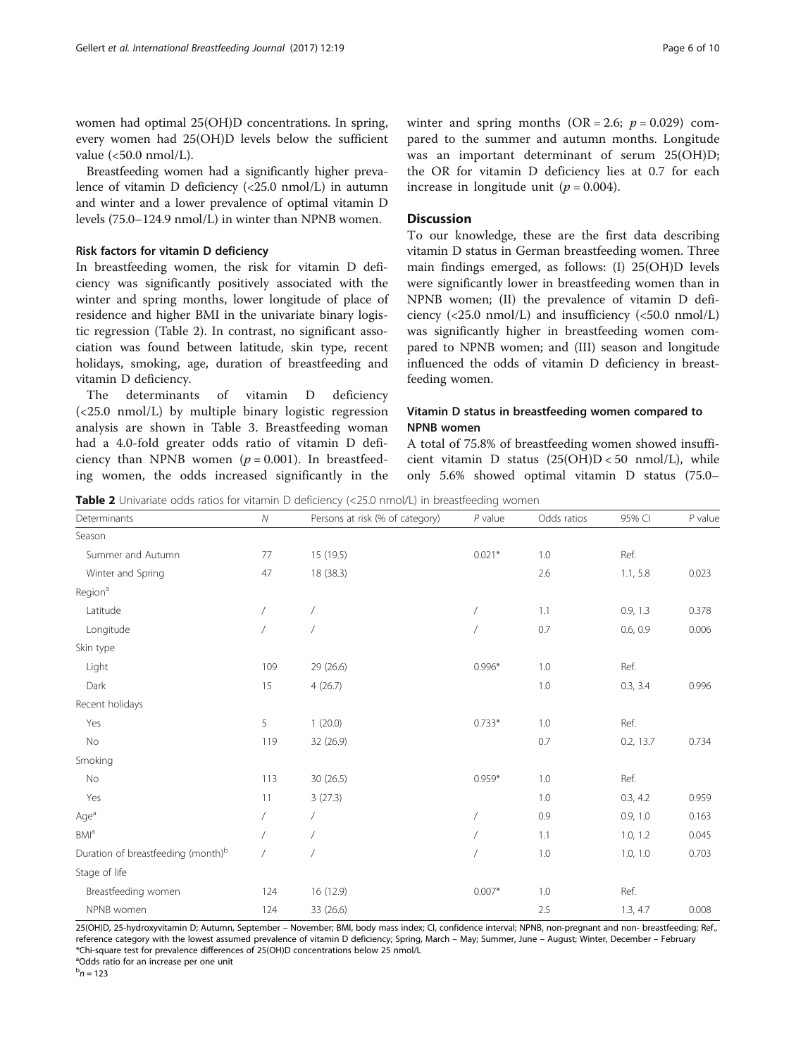women had optimal 25(OH)D concentrations. In spring, every women had 25(OH)D levels below the sufficient value (<50.0 nmol/L).

Breastfeeding women had a significantly higher prevalence of vitamin D deficiency (<25.0 nmol/L) in autumn and winter and a lower prevalence of optimal vitamin D levels (75.0–124.9 nmol/L) in winter than NPNB women.

### Risk factors for vitamin D deficiency

In breastfeeding women, the risk for vitamin D deficiency was significantly positively associated with the winter and spring months, lower longitude of place of residence and higher BMI in the univariate binary logistic regression (Table 2). In contrast, no significant association was found between latitude, skin type, recent holidays, smoking, age, duration of breastfeeding and vitamin D deficiency.

The determinants of vitamin D deficiency (<25.0 nmol/L) by multiple binary logistic regression analysis are shown in Table 3. Breastfeeding woman had a 4.0-fold greater odds ratio of vitamin D deficiency than NPNB women ($p = 0.001$). In breastfeeding women, the odds increased significantly in the winter and spring months (OR = 2.6; $p = 0.029$) compared to the summer and autumn months. Longitude was an important determinant of serum 25(OH)D; the OR for vitamin D deficiency lies at 0.7 for each increase in longitude unit ($p = 0.004$).

## Discussion

To our knowledge, these are the first data describing vitamin D status in German breastfeeding women. Three main findings emerged, as follows: (I) 25(OH)D levels were significantly lower in breastfeeding women than in NPNB women; (II) the prevalence of vitamin D deficiency (<25.0 nmol/L) and insufficiency (<50.0 nmol/L) was significantly higher in breastfeeding women compared to NPNB women; and (III) season and longitude influenced the odds of vitamin D deficiency in breastfeeding women.

### Vitamin D status in breastfeeding women compared to NPNB women

A total of 75.8% of breastfeeding women showed insufficient vitamin D status (25(OH)D < 50 nmol/L), while only 5.6% showed optimal vitamin D status (75.0–

**Table 2** Univariate odds ratios for vitamin D deficiency (<25.0 nmol/L) in breastfeeding women

| Determinants | *N* | Persons at risk (% of category) | *P* value | Odds ratios | 95% CI | *P* value |
|---|---|---|---|---|---|---|
| Season | | | | | | |
| Summer and Autumn | 77 | 15 (19.5) | 0.021* | 1.0 | Ref. | |
| Winter and Spring | 47 | 18 (38.3) | | 2.6 | 1.1, 5.8 | 0.023 |
| Region[a] | | | | | | |
| Latitude | / | / | / | 1.1 | 0.9, 1.3 | 0.378 |
| Longitude | / | / | / | 0.7 | 0.6, 0.9 | 0.006 |
| Skin type | | | | | | |
| Light | 109 | 29 (26.6) | 0.996* | 1.0 | Ref. | |
| Dark | 15 | 4 (26.7) | | 1.0 | 0.3, 3.4 | 0.996 |
| Recent holidays | | | | | | |
| Yes | 5 | 1 (20.0) | 0.733* | 1.0 | Ref. | |
| No | 119 | 32 (26.9) | | 0.7 | 0.2, 13.7 | 0.734 |
| Smoking | | | | | | |
| No | 113 | 30 (26.5) | 0.959* | 1.0 | Ref. | |
| Yes | 11 | 3 (27.3) | | 1.0 | 0.3, 4.2 | 0.959 |
| Age[a] | / | / | / | 0.9 | 0.9, 1.0 | 0.163 |
| BMI[a] | / | / | / | 1.1 | 1.0, 1.2 | 0.045 |
| Duration of breastfeeding (month)[b] | / | / | / | 1.0 | 1.0, 1.0 | 0.703 |
| Stage of life | | | | | | |
| Breastfeeding women | 124 | 16 (12.9) | 0.007* | 1.0 | Ref. | |
| NPNB women | 124 | 33 (26.6) | | 2.5 | 1.3, 4.7 | 0.008 |

25(OH)D, 25-hydroxyvitamin D; Autumn, September – November; BMI, body mass index; CI, confidence interval; NPNB, non-pregnant and non- breastfeeding; Ref., reference category with the lowest assumed prevalence of vitamin D deficiency; Spring, March – May; Summer, June – August; Winter, December – February
*Chi-square test for prevalence differences of 25(OH)D concentrations below 25 nmol/L
[a]Odds ratio for an increase per one unit
[b]$n = 123$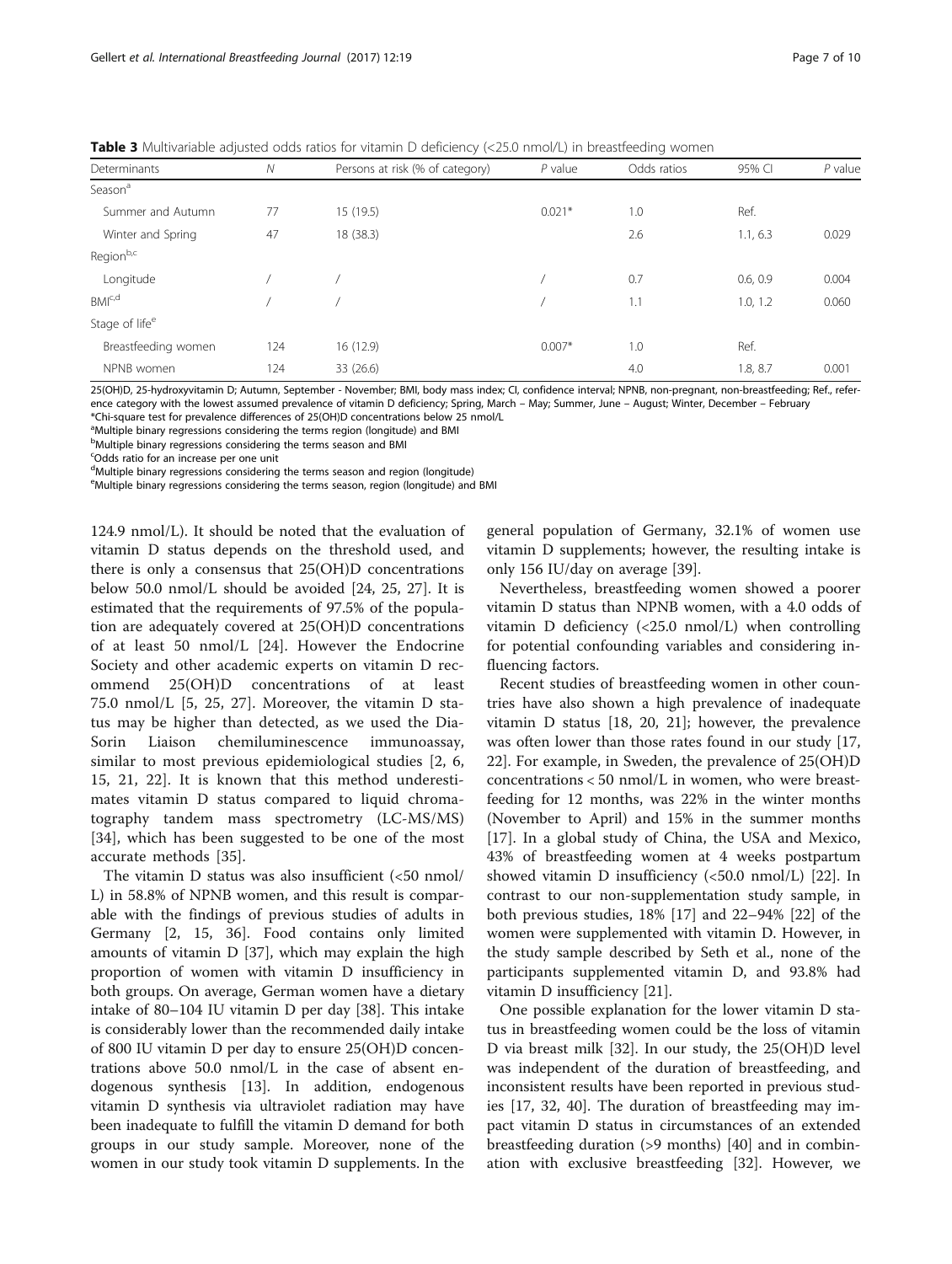**Table 3** Multivariable adjusted odds ratios for vitamin D deficiency (<25.0 nmol/L) in breastfeeding women

| Determinants | N | Persons at risk (% of category) | P value | Odds ratios | 95% CI | P value |
|---|---|---|---|---|---|---|
| Season[a] | | | | | | |
| Summer and Autumn | 77 | 15 (19.5) | 0.021* | 1.0 | Ref. | |
| Winter and Spring | 47 | 18 (38.3) | | 2.6 | 1.1, 6.3 | 0.029 |
| Region[b,c] | | | | | | |
| Longitude | / | / | / | 0.7 | 0.6, 0.9 | 0.004 |
| BMI[c,d] | / | / | / | 1.1 | 1.0, 1.2 | 0.060 |
| Stage of life[e] | | | | | | |
| Breastfeeding women | 124 | 16 (12.9) | 0.007* | 1.0 | Ref. | |
| NPNB women | 124 | 33 (26.6) | | 4.0 | 1.8, 8.7 | 0.001 |

25(OH)D, 25-hydroxyvitamin D; Autumn, September - November; BMI, body mass index; CI, confidence interval; NPNB, non-pregnant, non-breastfeeding; Ref., reference category with the lowest assumed prevalence of vitamin D deficiency; Spring, March – May; Summer, June – August; Winter, December – February
*Chi-square test for prevalence differences of 25(OH)D concentrations below 25 nmol/L
[a]Multiple binary regressions considering the terms region (longitude) and BMI
[b]Multiple binary regressions considering the terms season and BMI
[c]Odds ratio for an increase per one unit
[d]Multiple binary regressions considering the terms season and region (longitude)
[e]Multiple binary regressions considering the terms season, region (longitude) and BMI

124.9 nmol/L). It should be noted that the evaluation of vitamin D status depends on the threshold used, and there is only a consensus that 25(OH)D concentrations below 50.0 nmol/L should be avoided [24, 25, 27]. It is estimated that the requirements of 97.5% of the population are adequately covered at 25(OH)D concentrations of at least 50 nmol/L [24]. However the Endocrine Society and other academic experts on vitamin D recommend 25(OH)D concentrations of at least 75.0 nmol/L [5, 25, 27]. Moreover, the vitamin D status may be higher than detected, as we used the DiaSorin Liaison chemiluminescence immunoassay, similar to most previous epidemiological studies [2, 6, 15, 21, 22]. It is known that this method underestimates vitamin D status compared to liquid chromatography tandem mass spectrometry (LC-MS/MS) [34], which has been suggested to be one of the most accurate methods [35].

The vitamin D status was also insufficient (<50 nmol/L) in 58.8% of NPNB women, and this result is comparable with the findings of previous studies of adults in Germany [2, 15, 36]. Food contains only limited amounts of vitamin D [37], which may explain the high proportion of women with vitamin D insufficiency in both groups. On average, German women have a dietary intake of 80–104 IU vitamin D per day [38]. This intake is considerably lower than the recommended daily intake of 800 IU vitamin D per day to ensure 25(OH)D concentrations above 50.0 nmol/L in the case of absent endogenous synthesis [13]. In addition, endogenous vitamin D synthesis via ultraviolet radiation may have been inadequate to fulfill the vitamin D demand for both groups in our study sample. Moreover, none of the women in our study took vitamin D supplements. In the general population of Germany, 32.1% of women use vitamin D supplements; however, the resulting intake is only 156 IU/day on average [39].

Nevertheless, breastfeeding women showed a poorer vitamin D status than NPNB women, with a 4.0 odds of vitamin D deficiency (<25.0 nmol/L) when controlling for potential confounding variables and considering influencing factors.

Recent studies of breastfeeding women in other countries have also shown a high prevalence of inadequate vitamin D status [18, 20, 21]; however, the prevalence was often lower than those rates found in our study [17, 22]. For example, in Sweden, the prevalence of 25(OH)D concentrations < 50 nmol/L in women, who were breastfeeding for 12 months, was 22% in the winter months (November to April) and 15% in the summer months [17]. In a global study of China, the USA and Mexico, 43% of breastfeeding women at 4 weeks postpartum showed vitamin D insufficiency (<50.0 nmol/L) [22]. In contrast to our non-supplementation study sample, in both previous studies, 18% [17] and 22–94% [22] of the women were supplemented with vitamin D. However, in the study sample described by Seth et al., none of the participants supplemented vitamin D, and 93.8% had vitamin D insufficiency [21].

One possible explanation for the lower vitamin D status in breastfeeding women could be the loss of vitamin D via breast milk [32]. In our study, the 25(OH)D level was independent of the duration of breastfeeding, and inconsistent results have been reported in previous studies [17, 32, 40]. The duration of breastfeeding may impact vitamin D status in circumstances of an extended breastfeeding duration (>9 months) [40] and in combination with exclusive breastfeeding [32]. However, we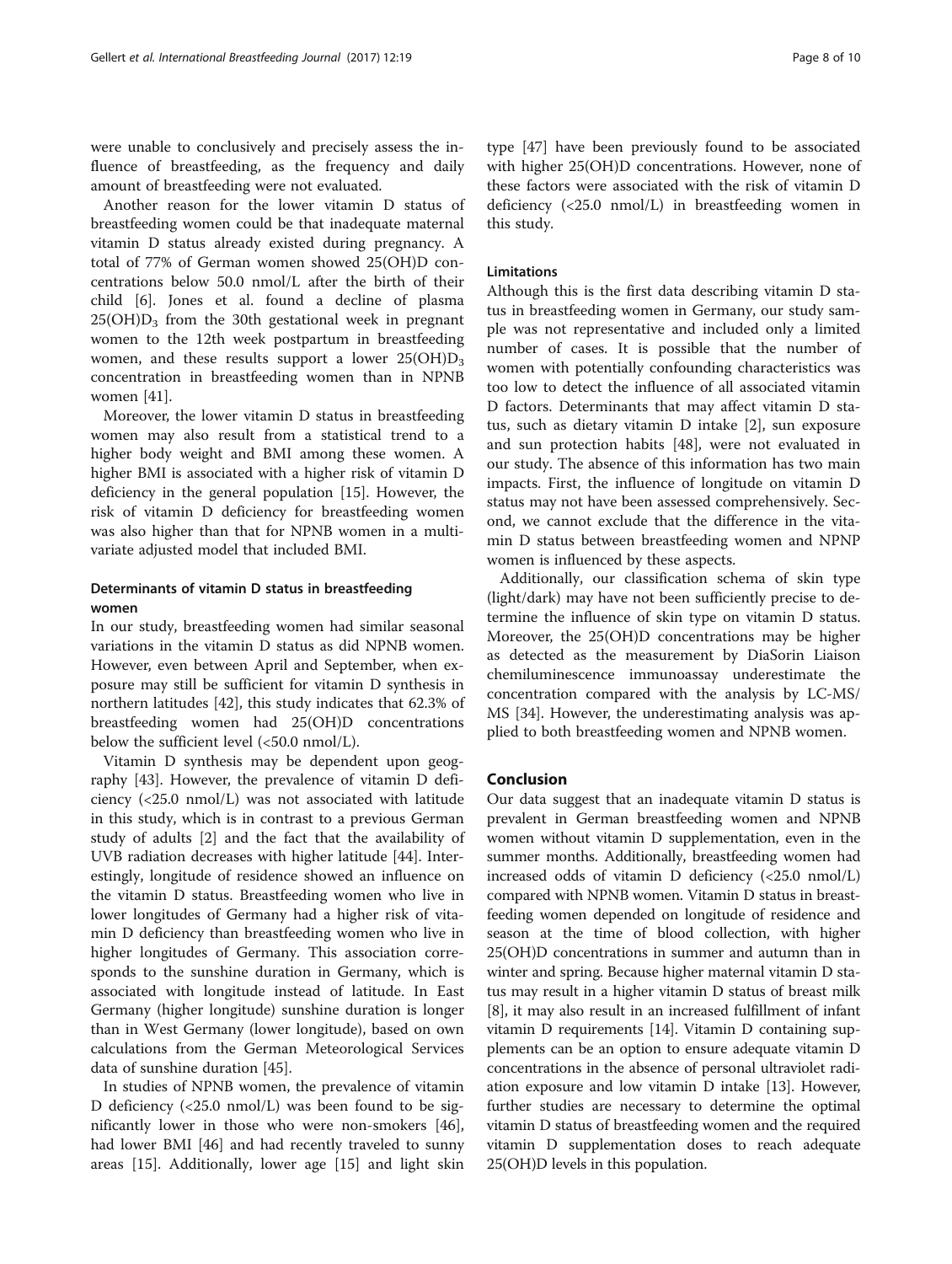were unable to conclusively and precisely assess the influence of breastfeeding, as the frequency and daily amount of breastfeeding were not evaluated.

Another reason for the lower vitamin D status of breastfeeding women could be that inadequate maternal vitamin D status already existed during pregnancy. A total of 77% of German women showed 25(OH)D concentrations below 50.0 nmol/L after the birth of their child [6]. Jones et al. found a decline of plasma $25(OH)D_3$ from the 30th gestational week in pregnant women to the 12th week postpartum in breastfeeding women, and these results support a lower $25(OH)D_3$ concentration in breastfeeding women than in NPNB women [41].

Moreover, the lower vitamin D status in breastfeeding women may also result from a statistical trend to a higher body weight and BMI among these women. A higher BMI is associated with a higher risk of vitamin D deficiency in the general population [15]. However, the risk of vitamin D deficiency for breastfeeding women was also higher than that for NPNB women in a multivariate adjusted model that included BMI.

### Determinants of vitamin D status in breastfeeding women

In our study, breastfeeding women had similar seasonal variations in the vitamin D status as did NPNB women. However, even between April and September, when exposure may still be sufficient for vitamin D synthesis in northern latitudes [42], this study indicates that 62.3% of breastfeeding women had 25(OH)D concentrations below the sufficient level (<50.0 nmol/L).

Vitamin D synthesis may be dependent upon geography [43]. However, the prevalence of vitamin D deficiency (<25.0 nmol/L) was not associated with latitude in this study, which is in contrast to a previous German study of adults [2] and the fact that the availability of UVB radiation decreases with higher latitude [44]. Interestingly, longitude of residence showed an influence on the vitamin D status. Breastfeeding women who live in lower longitudes of Germany had a higher risk of vitamin D deficiency than breastfeeding women who live in higher longitudes of Germany. This association corresponds to the sunshine duration in Germany, which is associated with longitude instead of latitude. In East Germany (higher longitude) sunshine duration is longer than in West Germany (lower longitude), based on own calculations from the German Meteorological Services data of sunshine duration [45].

In studies of NPNB women, the prevalence of vitamin D deficiency (<25.0 nmol/L) was been found to be significantly lower in those who were non-smokers [46], had lower BMI [46] and had recently traveled to sunny areas [15]. Additionally, lower age [15] and light skin type [47] have been previously found to be associated with higher 25(OH)D concentrations. However, none of these factors were associated with the risk of vitamin D deficiency (<25.0 nmol/L) in breastfeeding women in this study.

### Limitations

Although this is the first data describing vitamin D status in breastfeeding women in Germany, our study sample was not representative and included only a limited number of cases. It is possible that the number of women with potentially confounding characteristics was too low to detect the influence of all associated vitamin D factors. Determinants that may affect vitamin D status, such as dietary vitamin D intake [2], sun exposure and sun protection habits [48], were not evaluated in our study. The absence of this information has two main impacts. First, the influence of longitude on vitamin D status may not have been assessed comprehensively. Second, we cannot exclude that the difference in the vitamin D status between breastfeeding women and NPNP women is influenced by these aspects.

Additionally, our classification schema of skin type (light/dark) may have not been sufficiently precise to determine the influence of skin type on vitamin D status. Moreover, the 25(OH)D concentrations may be higher as detected as the measurement by DiaSorin Liaison chemiluminescence immunoassay underestimate the concentration compared with the analysis by LC-MS/MS [34]. However, the underestimating analysis was applied to both breastfeeding women and NPNB women.

## Conclusion

Our data suggest that an inadequate vitamin D status is prevalent in German breastfeeding women and NPNB women without vitamin D supplementation, even in the summer months. Additionally, breastfeeding women had increased odds of vitamin D deficiency (<25.0 nmol/L) compared with NPNB women. Vitamin D status in breastfeeding women depended on longitude of residence and season at the time of blood collection, with higher 25(OH)D concentrations in summer and autumn than in winter and spring. Because higher maternal vitamin D status may result in a higher vitamin D status of breast milk [8], it may also result in an increased fulfillment of infant vitamin D requirements [14]. Vitamin D containing supplements can be an option to ensure adequate vitamin D concentrations in the absence of personal ultraviolet radiation exposure and low vitamin D intake [13]. However, further studies are necessary to determine the optimal vitamin D status of breastfeeding women and the required vitamin D supplementation doses to reach adequate 25(OH)D levels in this population.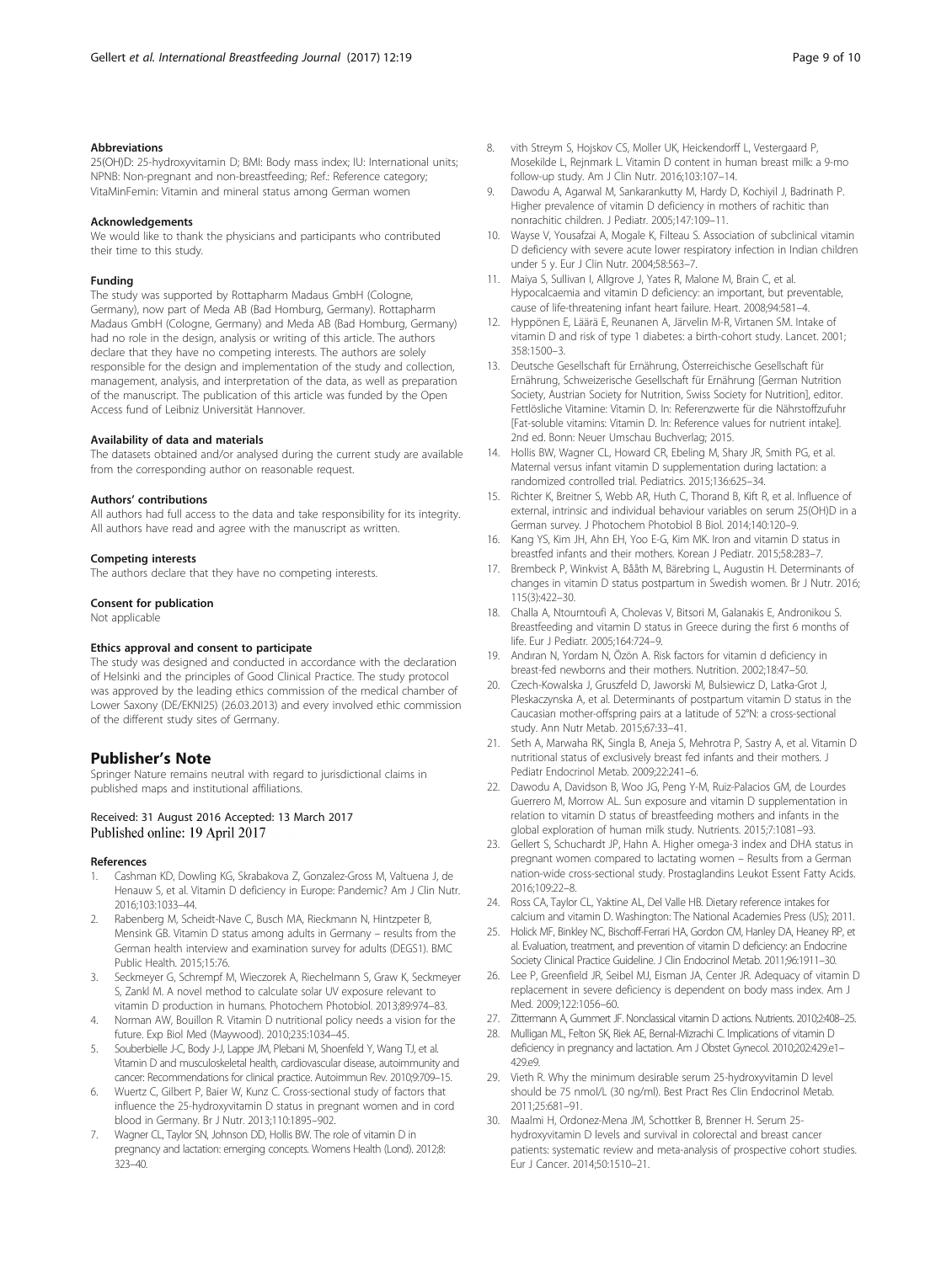### Abbreviations

25(OH)D: 25-hydroxyvitamin D; BMI: Body mass index; IU: International units; NPNB: Non-pregnant and non-breastfeeding; Ref.: Reference category; VitaMinFemin: Vitamin and mineral status among German women

### Acknowledgements

We would like to thank the physicians and participants who contributed their time to this study.

### Funding

The study was supported by Rottapharm Madaus GmbH (Cologne, Germany), now part of Meda AB (Bad Homburg, Germany). Rottapharm Madaus GmbH (Cologne, Germany) and Meda AB (Bad Homburg, Germany) had no role in the design, analysis or writing of this article. The authors declare that they have no competing interests. The authors are solely responsible for the design and implementation of the study and collection, management, analysis, and interpretation of the data, as well as preparation of the manuscript. The publication of this article was funded by the Open Access fund of Leibniz Universität Hannover.

### Availability of data and materials

The datasets obtained and/or analysed during the current study are available from the corresponding author on reasonable request.

### Authors' contributions

All authors had full access to the data and take responsibility for its integrity. All authors have read and agree with the manuscript as written.

### Competing interests

The authors declare that they have no competing interests.

### Consent for publication

Not applicable

### Ethics approval and consent to participate

The study was designed and conducted in accordance with the declaration of Helsinki and the principles of Good Clinical Practice. The study protocol was approved by the leading ethics commission of the medical chamber of Lower Saxony (DE/EKNI25) (26.03.2013) and every involved ethic commission of the different study sites of Germany.

## Publisher's Note

Springer Nature remains neutral with regard to jurisdictional claims in published maps and institutional affiliations.

Received: 31 August 2016 Accepted: 13 March 2017
Published online: 19 April 2017

### References

1. Cashman KD, Dowling KG, Skrabakova Z, Gonzalez-Gross M, Valtuena J, de Henauw S, et al. Vitamin D deficiency in Europe: Pandemic? Am J Clin Nutr. 2016;103:1033–44.
2. Rabenberg M, Scheidt-Nave C, Busch MA, Rieckmann N, Hintzpeter B, Mensink GB. Vitamin D status among adults in Germany – results from the German health interview and examination survey for adults (DEGS1). BMC Public Health. 2015;15:76.
3. Seckmeyer G, Schrempf M, Wieczorek A, Riechelmann S, Graw K, Seckmeyer S, Zankl M. A novel method to calculate solar UV exposure relevant to vitamin D production in humans. Photochem Photobiol. 2013;89:974–83.
4. Norman AW, Bouillon R. Vitamin D nutritional policy needs a vision for the future. Exp Biol Med (Maywood). 2010;235:1034–45.
5. Souberbielle J-C, Body J-J, Lappe JM, Plebani M, Shoenfeld Y, Wang TJ, et al. Vitamin D and musculoskeletal health, cardiovascular disease, autoimmunity and cancer: Recommendations for clinical practice. Autoimmun Rev. 2010;9:709–15.
6. Wuertz C, Gilbert P, Baier W, Kunz C. Cross-sectional study of factors that influence the 25-hydroxyvitamin D status in pregnant women and in cord blood in Germany. Br J Nutr. 2013;110:1895–902.
7. Wagner CL, Taylor SN, Johnson DD, Hollis BW. The role of vitamin D in pregnancy and lactation: emerging concepts. Womens Health (Lond). 2012;8:323–40.
8. vith Streym S, Hojskov CS, Moller UK, Heickendorff L, Vestergaard P, Mosekilde L, Rejnmark L. Vitamin D content in human breast milk: a 9-mo follow-up study. Am J Clin Nutr. 2016;103:107–14.
9. Dawodu A, Agarwal M, Sankarankutty M, Hardy D, Kochiyil J, Badrinath P. Higher prevalence of vitamin D deficiency in mothers of rachitic than nonrachitic children. J Pediatr. 2005;147:109–11.
10. Wayse V, Yousafzai A, Mogale K, Filteau S. Association of subclinical vitamin D deficiency with severe acute lower respiratory infection in Indian children under 5 y. Eur J Clin Nutr. 2004;58:563–7.
11. Maiya S, Sullivan I, Allgrove J, Yates R, Malone M, Brain C, et al. Hypocalcaemia and vitamin D deficiency: an important, but preventable, cause of life-threatening infant heart failure. Heart. 2008;94:581–4.
12. Hyppönen E, Läärä E, Reunanen A, Järvelin M-R, Virtanen SM. Intake of vitamin D and risk of type 1 diabetes: a birth-cohort study. Lancet. 2001;358:1500–3.
13. Deutsche Gesellschaft für Ernährung, Österreichische Gesellschaft für Ernährung, Schweizerische Gesellschaft für Ernährung [German Nutrition Society, Austrian Society for Nutrition, Swiss Society for Nutrition], editor. Fettlösliche Vitamine: Vitamin D. In: Referenzwerte für die Nährstoffzufuhr [Fat-soluble vitamins: Vitamin D. In: Reference values for nutrient intake]. 2nd ed. Bonn: Neuer Umschau Buchverlag; 2015.
14. Hollis BW, Wagner CL, Howard CR, Ebeling M, Shary JR, Smith PG, et al. Maternal versus infant vitamin D supplementation during lactation: a randomized controlled trial. Pediatrics. 2015;136:625–34.
15. Richter K, Breitner S, Webb AR, Huth C, Thorand B, Kift R, et al. Influence of external, intrinsic and individual behaviour variables on serum 25(OH)D in a German survey. J Photochem Photobiol B Biol. 2014;140:120–9.
16. Kang YS, Kim JH, Ahn EH, Yoo E-G, Kim MK. Iron and vitamin D status in breastfed infants and their mothers. Korean J Pediatr. 2015;58:283–7.
17. Brembeck P, Winkvist A, Bååth M, Bärebring L, Augustin H. Determinants of changes in vitamin D status postpartum in Swedish women. Br J Nutr. 2016;115(3):422–30.
18. Challa A, Ntourntoufi A, Cholevas V, Bitsori M, Galanakis E, Andronikou S. Breastfeeding and vitamin D status in Greece during the first 6 months of life. Eur J Pediatr. 2005;164:724–9.
19. Andiran N, Yordam N, Özön A. Risk factors for vitamin d deficiency in breast-fed newborns and their mothers. Nutrition. 2002;18:47–50.
20. Czech-Kowalska J, Gruszfeld D, Jaworski M, Bulsiewicz D, Latka-Grot J, Pleskaczynska A, et al. Determinants of postpartum vitamin D status in the Caucasian mother-offspring pairs at a latitude of 52°N: a cross-sectional study. Ann Nutr Metab. 2015;67:33–41.
21. Seth A, Marwaha RK, Singla B, Aneja S, Mehrotra P, Sastry A, et al. Vitamin D nutritional status of exclusively breast fed infants and their mothers. J Pediatr Endocrinol Metab. 2009;22:241–6.
22. Dawodu A, Davidson B, Woo JG, Peng Y-M, Ruiz-Palacios GM, de Lourdes Guerrero M, Morrow AL. Sun exposure and vitamin D supplementation in relation to vitamin D status of breastfeeding mothers and infants in the global exploration of human milk study. Nutrients. 2015;7:1081–93.
23. Gellert S, Schuchardt JP, Hahn A. Higher omega-3 index and DHA status in pregnant women compared to lactating women – Results from a German nation-wide cross-sectional study. Prostaglandins Leukot Essent Fatty Acids. 2016;109:22–8.
24. Ross CA, Taylor CL, Yaktine AL, Del Valle HB. Dietary reference intakes for calcium and vitamin D. Washington: The National Academies Press (US); 2011.
25. Holick MF, Binkley NC, Bischoff-Ferrari HA, Gordon CM, Hanley DA, Heaney RP, et al. Evaluation, treatment, and prevention of vitamin D deficiency: an Endocrine Society Clinical Practice Guideline. J Clin Endocrinol Metab. 2011;96:1911–30.
26. Lee P, Greenfield JR, Seibel MJ, Eisman JA, Center JR. Adequacy of vitamin D replacement in severe deficiency is dependent on body mass index. Am J Med. 2009;122:1056–60.
27. Zittermann A, Gummert JF. Nonclassical vitamin D actions. Nutrients. 2010;2:408–25.
28. Mulligan ML, Felton SK, Riek AE, Bernal-Mizrachi C. Implications of vitamin D deficiency in pregnancy and lactation. Am J Obstet Gynecol. 2010;202:429.e1–429.e9.
29. Vieth R. Why the minimum desirable serum 25-hydroxyvitamin D level should be 75 nmol/L (30 ng/ml). Best Pract Res Clin Endocrinol Metab. 2011;25:681–91.
30. Maalmi H, Ordonez-Mena JM, Schottker B, Brenner H. Serum 25-hydroxyvitamin D levels and survival in colorectal and breast cancer patients: systematic review and meta-analysis of prospective cohort studies. Eur J Cancer. 2014;50:1510–21.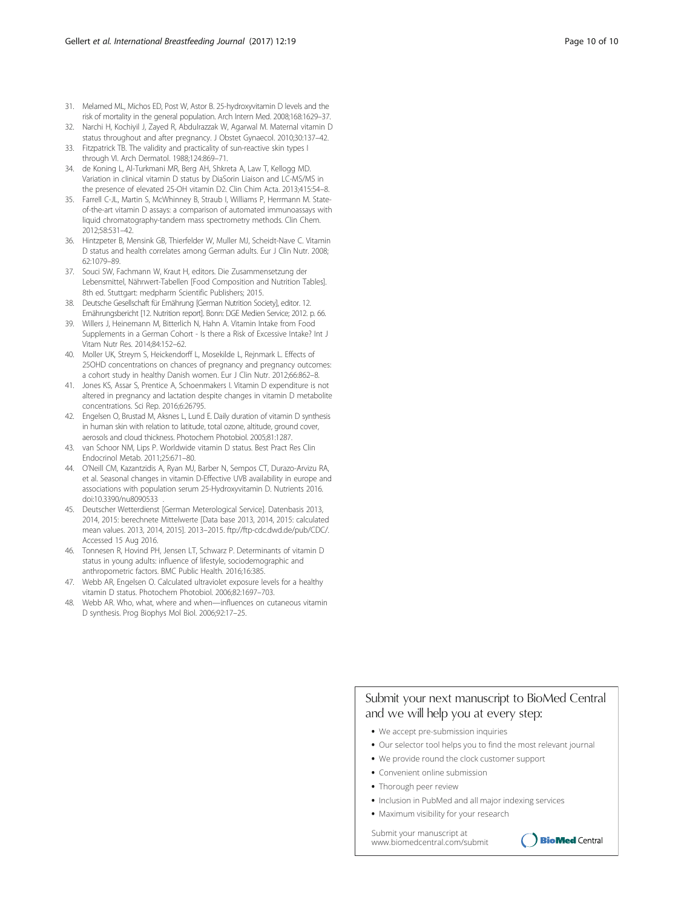31. Melamed ML, Michos ED, Post W, Astor B. 25-hydroxyvitamin D levels and the risk of mortality in the general population. Arch Intern Med. 2008;168:1629–37.
32. Narchi H, Kochiyil J, Zayed R, Abdulrazzak W, Agarwal M. Maternal vitamin D status throughout and after pregnancy. J Obstet Gynaecol. 2010;30:137–42.
33. Fitzpatrick TB. The validity and practicality of sun-reactive skin types I through VI. Arch Dermatol. 1988;124:869–71.
34. de Koning L, Al-Turkmani MR, Berg AH, Shkreta A, Law T, Kellogg MD. Variation in clinical vitamin D status by DiaSorin Liaison and LC-MS/MS in the presence of elevated 25-OH vitamin D2. Clin Chim Acta. 2013;415:54–8.
35. Farrell C-JL, Martin S, McWhinney B, Straub I, Williams P, Herrmann M. State-of-the-art vitamin D assays: a comparison of automated immunoassays with liquid chromatography-tandem mass spectrometry methods. Clin Chem. 2012;58:531–42.
36. Hintzpeter B, Mensink GB, Thierfelder W, Muller MJ, Scheidt-Nave C. Vitamin D status and health correlates among German adults. Eur J Clin Nutr. 2008; 62:1079–89.
37. Souci SW, Fachmann W, Kraut H, editors. Die Zusammensetzung der Lebensmittel, Nährwert-Tabellen [Food Composition and Nutrition Tables]. 8th ed. Stuttgart: medpharm Scientific Publishers; 2015.
38. Deutsche Gesellschaft für Ernährung [German Nutrition Society], editor. 12. Ernährungsbericht [12. Nutrition report]. Bonn: DGE Medien Service; 2012. p. 66.
39. Willers J, Heinemann M, Bitterlich N, Hahn A. Vitamin Intake from Food Supplements in a German Cohort - Is there a Risk of Excessive Intake? Int J Vitam Nutr Res. 2014;84:152–62.
40. Moller UK, Streym S, Heickendorff L, Mosekilde L, Rejnmark L. Effects of 25OHD concentrations on chances of pregnancy and pregnancy outcomes: a cohort study in healthy Danish women. Eur J Clin Nutr. 2012;66:862–8.
41. Jones KS, Assar S, Prentice A, Schoenmakers I. Vitamin D expenditure is not altered in pregnancy and lactation despite changes in vitamin D metabolite concentrations. Sci Rep. 2016;6:26795.
42. Engelsen O, Brustad M, Aksnes L, Lund E. Daily duration of vitamin D synthesis in human skin with relation to latitude, total ozone, altitude, ground cover, aerosols and cloud thickness. Photochem Photobiol. 2005;81:1287.
43. van Schoor NM, Lips P. Worldwide vitamin D status. Best Pract Res Clin Endocrinol Metab. 2011;25:671–80.
44. O'Neill CM, Kazantzidis A, Ryan MJ, Barber N, Sempos CT, Durazo-Arvizu RA, et al. Seasonal changes in vitamin D-Effective UVB availability in europe and associations with population serum 25-Hydroxyvitamin D. Nutrients 2016. doi:10.3390/nu8090533 .
45. Deutscher Wetterdienst [German Meterological Service]. Datenbasis 2013, 2014, 2015: berechnete Mittelwerte [Data base 2013, 2014, 2015: calculated mean values. 2013, 2014, 2015]. 2013–2015. ftp://ftp-cdc.dwd.de/pub/CDC/. Accessed 15 Aug 2016.
46. Tonnesen R, Hovind PH, Jensen LT, Schwarz P. Determinants of vitamin D status in young adults: influence of lifestyle, sociodemographic and anthropometric factors. BMC Public Health. 2016;16:385.
47. Webb AR, Engelsen O. Calculated ultraviolet exposure levels for a healthy vitamin D status. Photochem Photobiol. 2006;82:1697–703.
48. Webb AR. Who, what, where and when—influences on cutaneous vitamin D synthesis. Prog Biophys Mol Biol. 2006;92:17–25.

Submit your next manuscript to BioMed Central and we will help you at every step:

- We accept pre-submission inquiries
- Our selector tool helps you to find the most relevant journal
- We provide round the clock customer support
- Convenient online submission
- Thorough peer review
- Inclusion in PubMed and all major indexing services
- Maximum visibility for your research

Submit your manuscript at www.biomedcentral.com/submit

BioMed Central